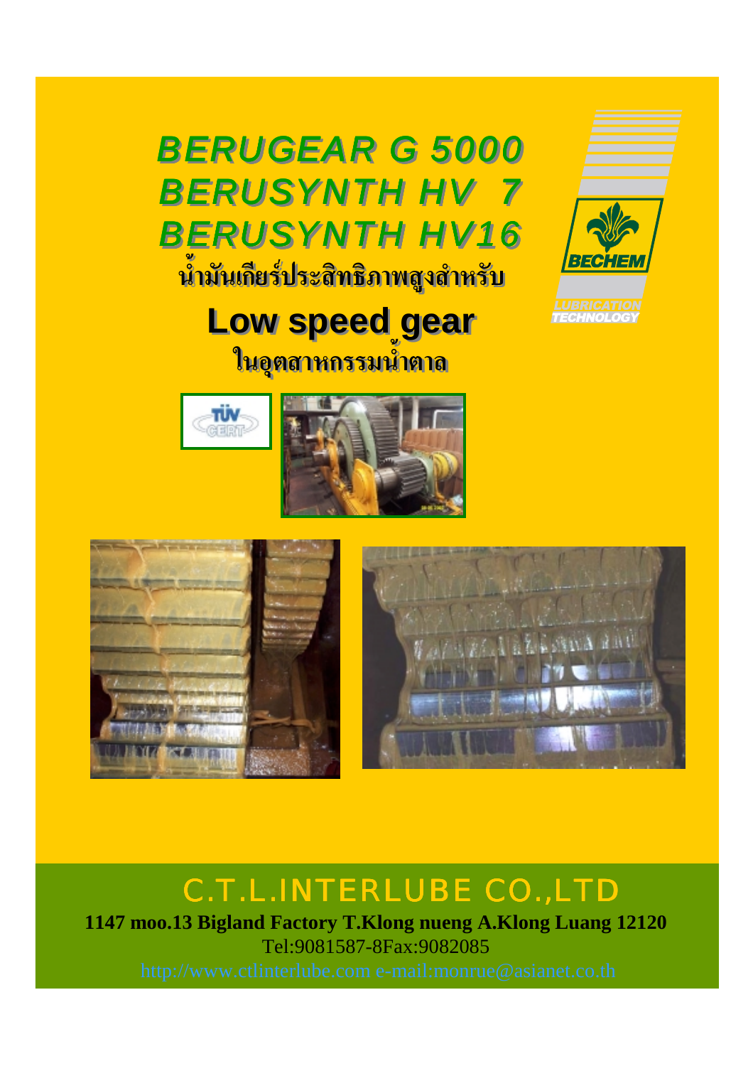# BERUGEAR G 5000
# BERUSYNTH HV 7
# BERUSYNTH HV16

**น้ำมันเกียร์ประสิทธิภาพสูงสำหรับ**

## Low speed gear

**ในอุตสาหกรรมน้ำตาล**

BECHEM

LUBRICATION TECHNOLOGY

TÜV CERT

## C.T.L.INTERLUBE CO.,LTD

**1147 moo.13 Bigland Factory T.Klong nueng A.Klong Luang 12120**

Tel:9081587-8Fax:9082085

http://www.ctlinterlube.com e-mail:monrue@asianet.co.th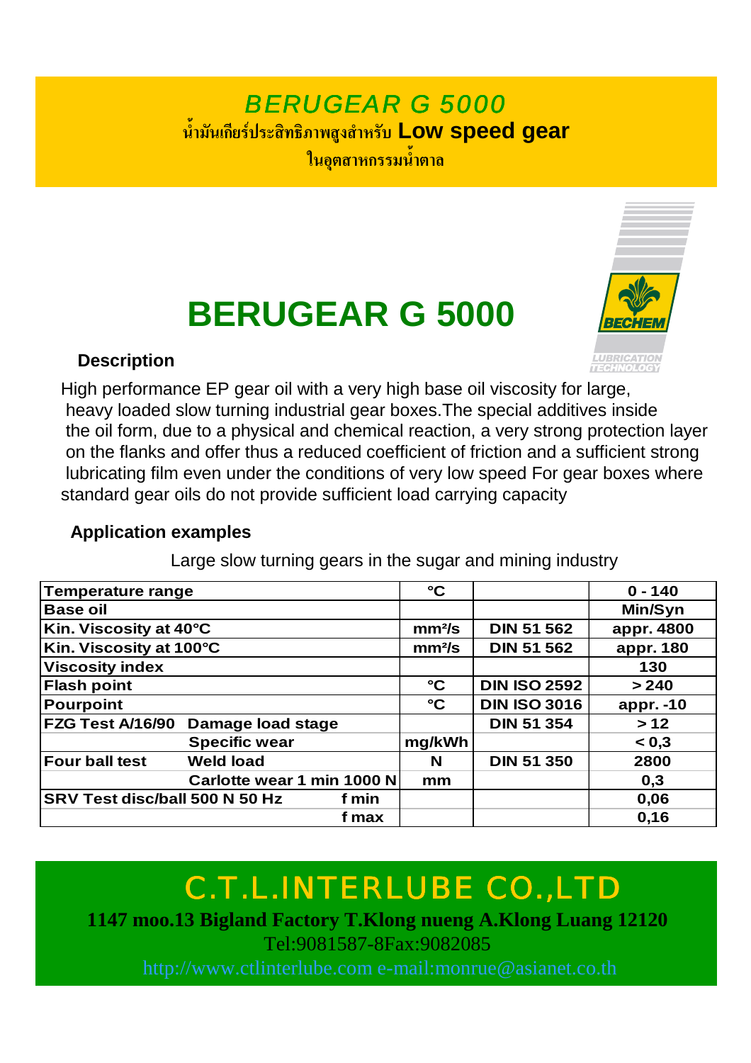# *BERUGEAR G 5000*

น้ำมันเกียร์ประสิทธิภาพสูงสำหรับ **Low speed gear**

ในอุตสาหกรรมน้ำตาล

# BERUGEAR G 5000

BECHEM

LUBRICATION TECHNOLOGY

### Description

High performance EP gear oil with a very high base oil viscosity for large, heavy loaded slow turning industrial gear boxes.The special additives inside the oil form, due to a physical and chemical reaction, a very strong protection layer on the flanks and offer thus a reduced coefficient of friction and a sufficient strong lubricating film even under the conditions of very low speed For gear boxes where standard gear oils do not provide sufficient load carrying capacity

### Application examples

Large slow turning gears in the sugar and mining industry

| Property | | Unit | Method | Value |
|---|---|---|---|---|
| Temperature range | | °C | | 0 - 140 |
| Base oil | | | | Min/Syn |
| Kin. Viscosity at 40°C | | mm²/s | DIN 51 562 | appr. 4800 |
| Kin. Viscosity at 100°C | | mm²/s | DIN 51 562 | appr. 180 |
| Viscosity index | | | | 130 |
| Flash point | | °C | DIN ISO 2592 | > 240 |
| Pourpoint | | °C | DIN ISO 3016 | appr. -10 |
| FZG Test A/16/90 | Damage load stage | | DIN 51 354 | > 12 |
| | Specific wear | mg/kWh | | < 0,3 |
| Four ball test | Weld load | N | DIN 51 350 | 2800 |
| | Carlotte wear 1 min 1000 N | mm | | 0,3 |
| SRV Test disc/ball 500 N 50 Hz | f min | | | 0,06 |
| | f max | | | 0,16 |

## C.T.L.INTERLUBE CO.,LTD

**1147 moo.13 Bigland Factory T.Klong nueng A.Klong Luang 12120**

Tel:9081587-8Fax:9082085

http://www.ctlinterlube.com e-mail:monrue@asianet.co.th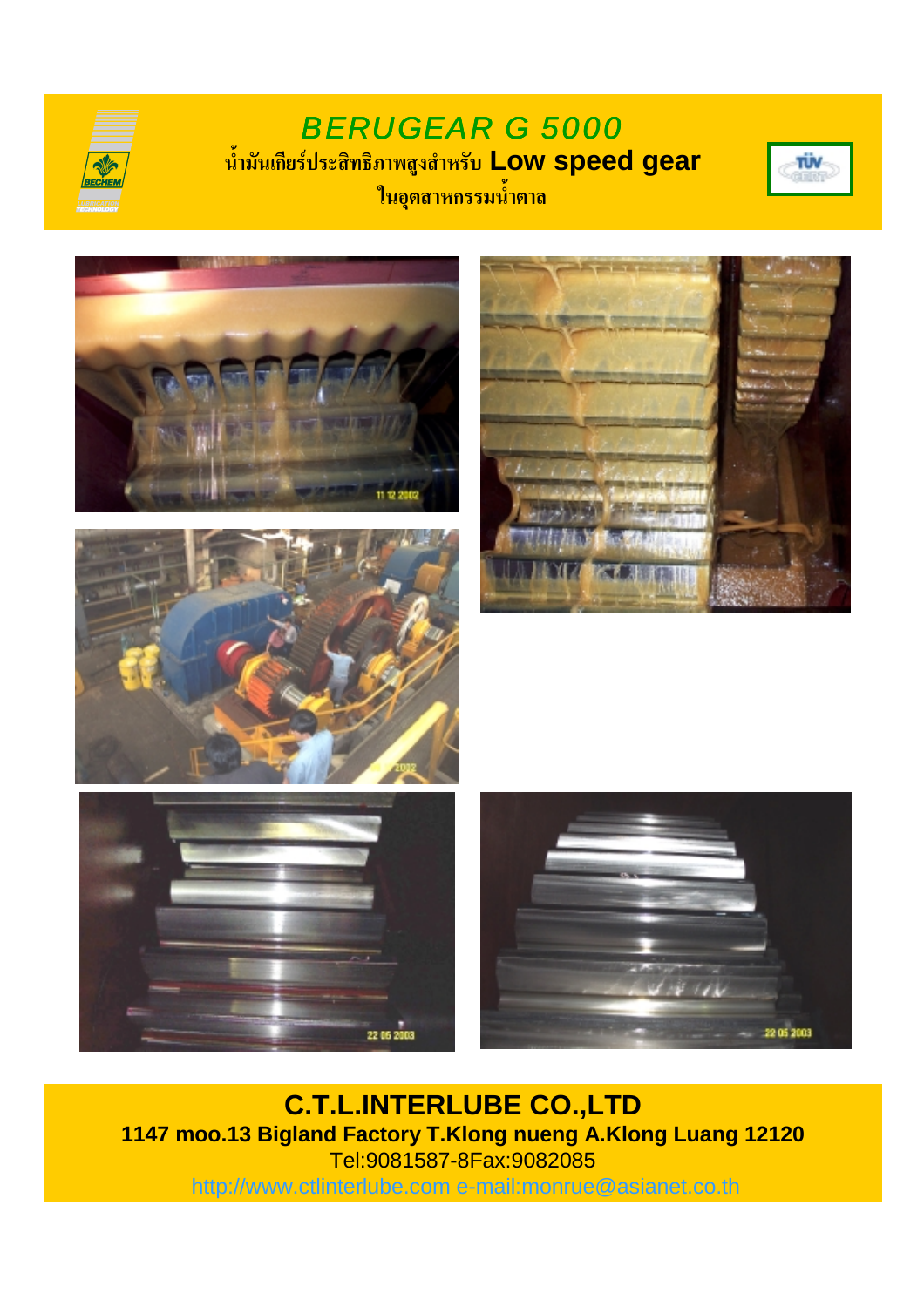# BERUGEAR G 5000

น้ำมันเกียร์ประสิทธิภาพสูงสำหรับ **Low speed gear**

ในอุตสาหกรรมน้ำตาล

**C.T.L.INTERLUBE CO.,LTD**

**1147 moo.13 Bigland Factory T.Klong nueng A.Klong Luang 12120**

Tel:9081587-8Fax:9082085

http://www.ctlinterlube.com e-mail:monrue@asianet.co.th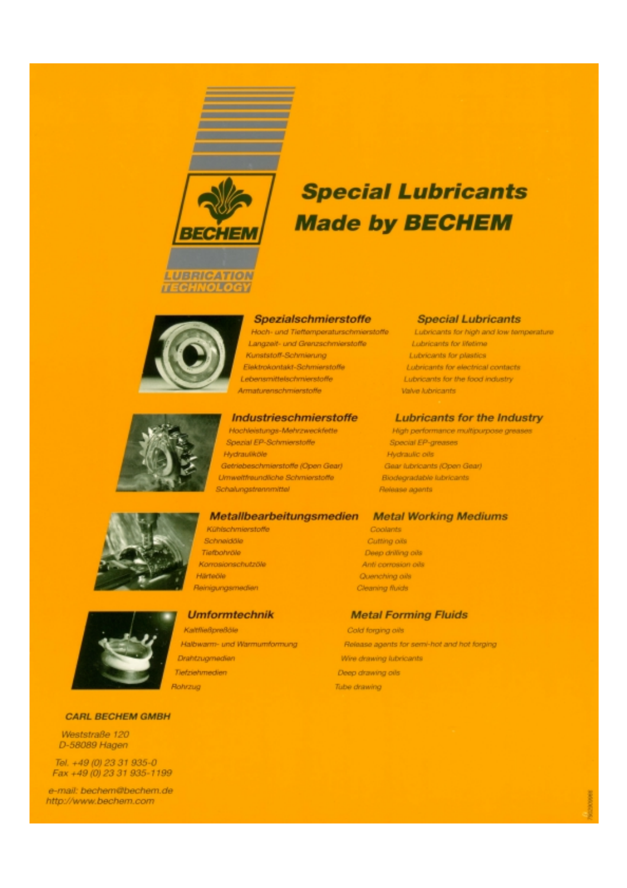BECHEM

LUBRICATION TECHNOLOGY

# Special Lubricants Made by BECHEM

## Spezialschmierstoffe

- Hoch- und Tieftemperaturschmierstoffe
- Langzeit- und Grenzschmierstoffe
- Kunststoff-Schmierung
- Elektrokontakt-Schmierstoffe
- Lebensmittelschmierstoffe
- Armaturenschmierstoffe

## Special Lubricants

- Lubricants for high and low temperature
- Lubricants for lifetime
- Lubricants for plastics
- Lubricants for electrical contacts
- Lubricants for the food industry
- Valve lubricants

## Industrieschmierstoffe

- Hochleistungs-Mehrzweckfette
- Spezial EP-Schmierstoffe
- Hydrauliköle
- Getriebeschmierstoffe (Open Gear)
- Umweltfreundliche Schmierstoffe
- Schalungstrennmittel

## Lubricants for the Industry

- High performance multipurpose greases
- Special EP-greases
- Hydraulic oils
- Gear lubricants (Open Gear)
- Biodegradable lubricants
- Release agents

## Metallbearbeitungsmedien

- Kühlschmierstoffe
- Schneidöle
- Tiefbohröle
- Korrosionsschutzöle
- Härteöle
- Reinigungsmedien

## Metal Working Mediums

- Coolants
- Cutting oils
- Deep drilling oils
- Anti corrosion oils
- Quenching oils
- Cleaning fluids

## Umformtechnik

- Kaltfließpreßöle
- Halbwarm- und Warmumformung
- Drahtzugmedien
- Tiefziehmedien
- Rohrzug

## Metal Forming Fluids

- Cold forging oils
- Release agents for semi-hot and hot forging
- Wire drawing lubricants
- Deep drawing oils
- Tube drawing

**CARL BECHEM GMBH**

Weststraße 120
D-58089 Hagen

Tel. +49 (0) 23 31 935-0
Fax +49 (0) 23 31 935-1199

e-mail: bechem@bechem.de
http://www.bechem.com